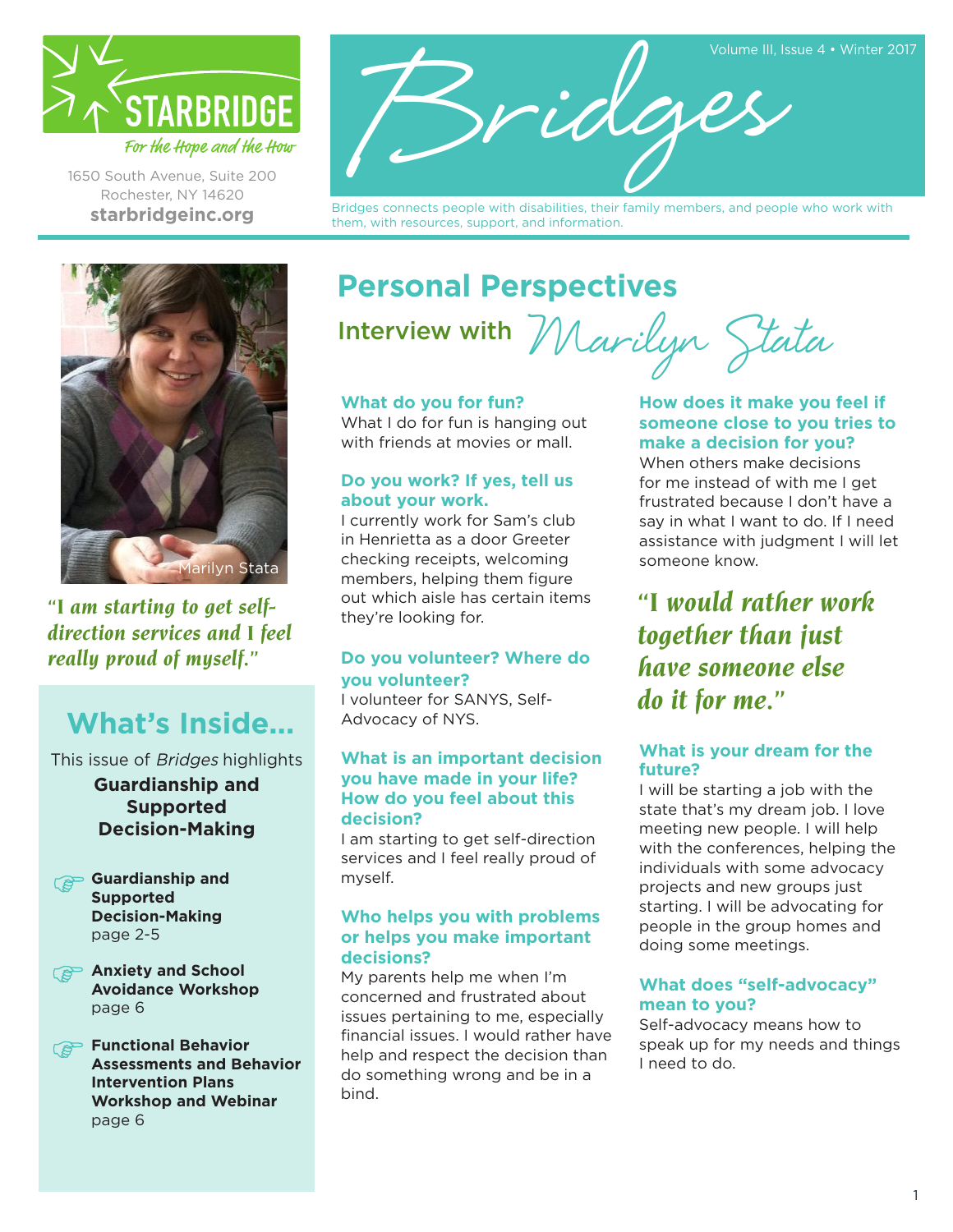STARBRIDGE

*For the Hope and the How*

1650 South Avenue, Suite 200
Rochester, NY 14620
**starbridgeinc.org**

# Bridges

Volume III, Issue 4 • Winter 2017

Bridges connects people with disabilities, their family members, and people who work with them, with resources, support, and information.

Marilyn Stata

*"I am starting to get self-direction services and I feel really proud of myself."*

## What's Inside...

This issue of *Bridges* highlights

**Guardianship and Supported Decision-Making**

- **Guardianship and Supported Decision-Making** page 2-5
- **Anxiety and School Avoidance Workshop** page 6
- **Functional Behavior Assessments and Behavior Intervention Plans Workshop and Webinar** page 6

## Personal Perspectives

### Interview with Marilyn Stata

**What do you for fun?**
What I do for fun is hanging out with friends at movies or mall.

**Do you work? If yes, tell us about your work.**
I currently work for Sam's club in Henrietta as a door Greeter checking receipts, welcoming members, helping them figure out which aisle has certain items they're looking for.

**Do you volunteer? Where do you volunteer?**
I volunteer for SANYS, Self-Advocacy of NYS.

**What is an important decision you have made in your life? How do you feel about this decision?**
I am starting to get self-direction services and I feel really proud of myself.

**Who helps you with problems or helps you make important decisions?**
My parents help me when I'm concerned and frustrated about issues pertaining to me, especially financial issues. I would rather have help and respect the decision than do something wrong and be in a bind.

**How does it make you feel if someone close to you tries to make a decision for you?**
When others make decisions for me instead of with me I get frustrated because I don't have a say in what I want to do. If I need assistance with judgment I will let someone know.

*"I would rather work together than just have someone else do it for me."*

**What is your dream for the future?**
I will be starting a job with the state that's my dream job. I love meeting new people. I will help with the conferences, helping the individuals with some advocacy projects and new groups just starting. I will be advocating for people in the group homes and doing some meetings.

**What does "self-advocacy" mean to you?**
Self-advocacy means how to speak up for my needs and things I need to do.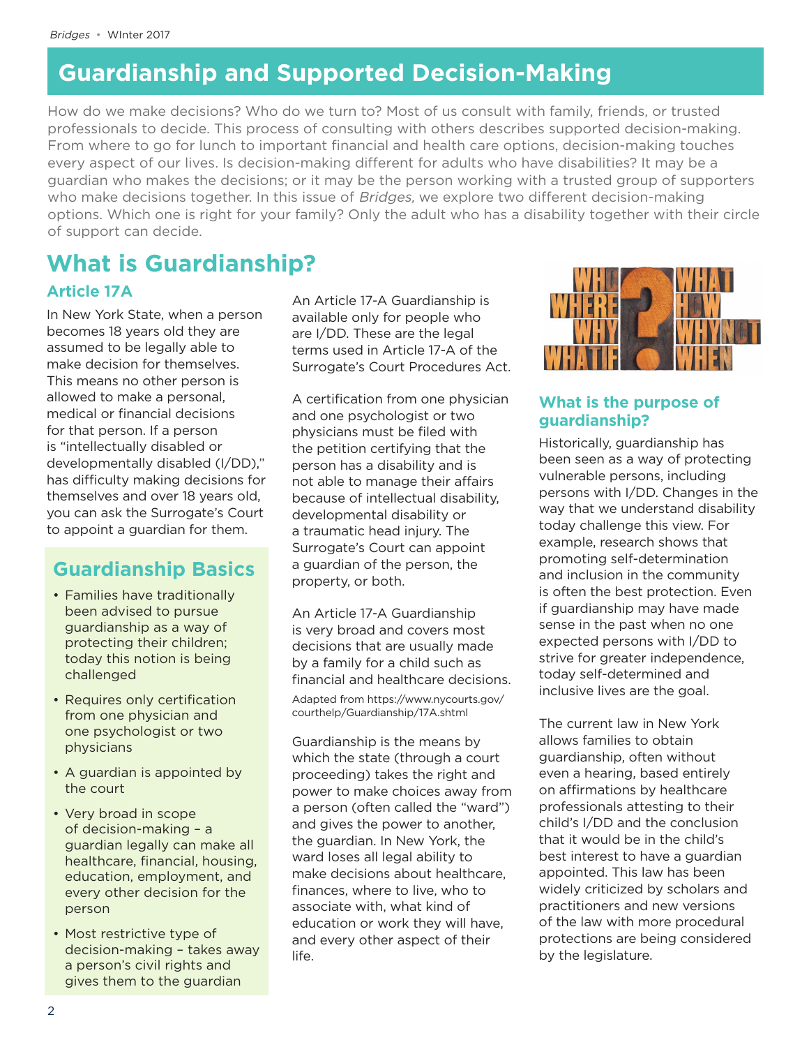# Guardianship and Supported Decision-Making

How do we make decisions? Who do we turn to? Most of us consult with family, friends, or trusted professionals to decide. This process of consulting with others describes supported decision-making. From where to go for lunch to important financial and health care options, decision-making touches every aspect of our lives. Is decision-making different for adults who have disabilities? It may be a guardian who makes the decisions; or it may be the person working with a trusted group of supporters who make decisions together. In this issue of *Bridges,* we explore two different decision-making options. Which one is right for your family? Only the adult who has a disability together with their circle of support can decide.

## What is Guardianship?

### Article 17A

In New York State, when a person becomes 18 years old they are assumed to be legally able to make decision for themselves. This means no other person is allowed to make a personal, medical or financial decisions for that person. If a person is "intellectually disabled or developmentally disabled (I/DD)," has difficulty making decisions for themselves and over 18 years old, you can ask the Surrogate's Court to appoint a guardian for them.

### Guardianship Basics

- Families have traditionally been advised to pursue guardianship as a way of protecting their children; today this notion is being challenged
- Requires only certification from one physician and one psychologist or two physicians
- A guardian is appointed by the court
- Very broad in scope of decision-making – a guardian legally can make all healthcare, financial, housing, education, employment, and every other decision for the person
- Most restrictive type of decision-making – takes away a person's civil rights and gives them to the guardian

An Article 17-A Guardianship is available only for people who are I/DD. These are the legal terms used in Article 17-A of the Surrogate's Court Procedures Act.

A certification from one physician and one psychologist or two physicians must be filed with the petition certifying that the person has a disability and is not able to manage their affairs because of intellectual disability, developmental disability or a traumatic head injury. The Surrogate's Court can appoint a guardian of the person, the property, or both.

An Article 17-A Guardianship is very broad and covers most decisions that are usually made by a family for a child such as financial and healthcare decisions.

Adapted from https://www.nycourts.gov/courthelp/Guardianship/17A.shtml

Guardianship is the means by which the state (through a court proceeding) takes the right and power to make choices away from a person (often called the "ward") and gives the power to another, the guardian. In New York, the ward loses all legal ability to make decisions about healthcare, finances, where to live, who to associate with, what kind of education or work they will have, and every other aspect of their life.

### What is the purpose of guardianship?

Historically, guardianship has been seen as a way of protecting vulnerable persons, including persons with I/DD. Changes in the way that we understand disability today challenge this view. For example, research shows that promoting self-determination and inclusion in the community is often the best protection. Even if guardianship may have made sense in the past when no one expected persons with I/DD to strive for greater independence, today self-determined and inclusive lives are the goal.

The current law in New York allows families to obtain guardianship, often without even a hearing, based entirely on affirmations by healthcare professionals attesting to their child's I/DD and the conclusion that it would be in the child's best interest to have a guardian appointed. This law has been widely criticized by scholars and practitioners and new versions of the law with more procedural protections are being considered by the legislature.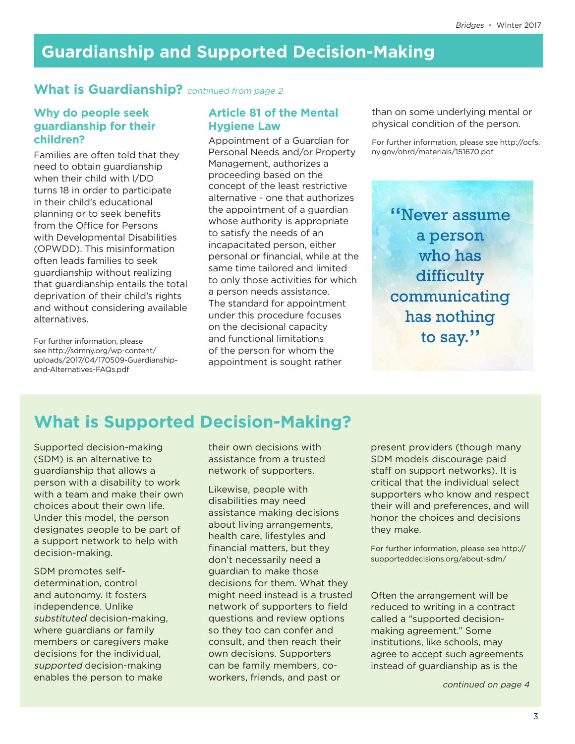# Guardianship and Supported Decision-Making

## What is Guardianship? *continued from page 2*

### Why do people seek guardianship for their children?

Families are often told that they need to obtain guardianship when their child with I/DD turns 18 in order to participate in their child's educational planning or to seek benefits from the Office for Persons with Developmental Disabilities (OPWDD). This misinformation often leads families to seek guardianship without realizing that guardianship entails the total deprivation of their child's rights and without considering available alternatives.

For further information, please see http://sdmny.org/wp-content/uploads/2017/04/170509-Guardianship-and-Alternatives-FAQs.pdf

### Article 81 of the Mental Hygiene Law

Appointment of a Guardian for Personal Needs and/or Property Management, authorizes a proceeding based on the concept of the least restrictive alternative - one that authorizes the appointment of a guardian whose authority is appropriate to satisfy the needs of an incapacitated person, either personal or financial, while at the same time tailored and limited to only those activities for which a person needs assistance. The standard for appointment under this procedure focuses on the decisional capacity and functional limitations of the person for whom the appointment is sought rather than on some underlying mental or physical condition of the person.

For further information, please see http://ocfs.ny.gov/ohrd/materials/151670.pdf

"Never assume a person who has difficulty communicating has nothing to say."

## What is Supported Decision-Making?

Supported decision-making (SDM) is an alternative to guardianship that allows a person with a disability to work with a team and make their own choices about their own life. Under this model, the person designates people to be part of a support network to help with decision-making.

SDM promotes self-determination, control and autonomy. It fosters independence. Unlike *substituted* decision-making, where guardians or family members or caregivers make decisions for the individual, *supported* decision-making enables the person to make their own decisions with assistance from a trusted network of supporters.

Likewise, people with disabilities may need assistance making decisions about living arrangements, health care, lifestyles and financial matters, but they don't necessarily need a guardian to make those decisions for them. What they might need instead is a trusted network of supporters to field questions and review options so they too can confer and consult, and then reach their own decisions. Supporters can be family members, co-workers, friends, and past or present providers (though many SDM models discourage paid staff on support networks). It is critical that the individual select supporters who know and respect their will and preferences, and will honor the choices and decisions they make.

For further information, please see http://supporteddecisions.org/about-sdm/

Often the arrangement will be reduced to writing in a contract called a "supported decision-making agreement." Some institutions, like schools, may agree to accept such agreements instead of guardianship as is the

*continued on page 4*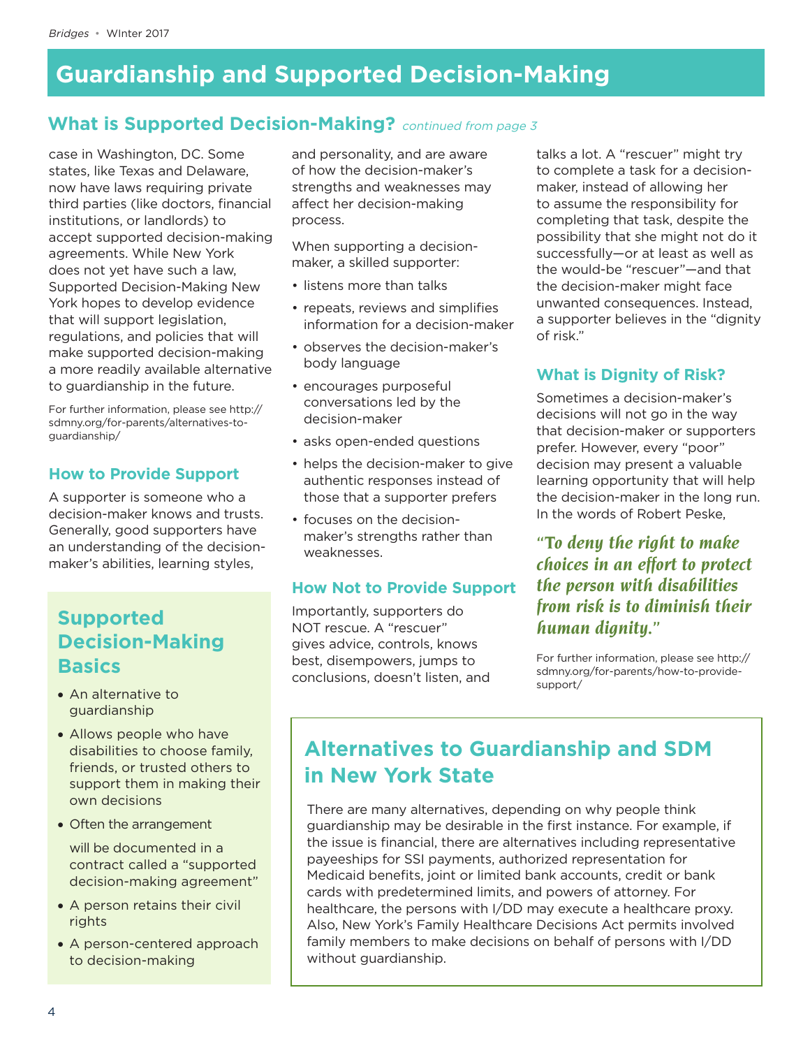# Guardianship and Supported Decision-Making

## What is Supported Decision-Making? *continued from page 3*

case in Washington, DC. Some states, like Texas and Delaware, now have laws requiring private third parties (like doctors, financial institutions, or landlords) to accept supported decision-making agreements. While New York does not yet have such a law, Supported Decision-Making New York hopes to develop evidence that will support legislation, regulations, and policies that will make supported decision-making a more readily available alternative to guardianship in the future.

For further information, please see http://sdmny.org/for-parents/alternatives-to-guardianship/

### How to Provide Support

A supporter is someone who a decision-maker knows and trusts. Generally, good supporters have an understanding of the decision-maker's abilities, learning styles, and personality, and are aware of how the decision-maker's strengths and weaknesses may affect her decision-making process.

When supporting a decision-maker, a skilled supporter:

- listens more than talks
- repeats, reviews and simplifies information for a decision-maker
- observes the decision-maker's body language
- encourages purposeful conversations led by the decision-maker
- asks open-ended questions
- helps the decision-maker to give authentic responses instead of those that a supporter prefers
- focuses on the decision-maker's strengths rather than weaknesses.

### How Not to Provide Support

Importantly, supporters do NOT rescue. A "rescuer" gives advice, controls, knows best, disempowers, jumps to conclusions, doesn't listen, and talks a lot. A "rescuer" might try to complete a task for a decision-maker, instead of allowing her to assume the responsibility for completing that task, despite the possibility that she might not do it successfully—or at least as well as the would-be "rescuer"—and that the decision-maker might face unwanted consequences. Instead, a supporter believes in the "dignity of risk."

### What is Dignity of Risk?

Sometimes a decision-maker's decisions will not go in the way that decision-maker or supporters prefer. However, every "poor" decision may present a valuable learning opportunity that will help the decision-maker in the long run. In the words of Robert Peske,

> *"To deny the right to make choices in an effort to protect the person with disabilities from risk is to diminish their human dignity."*

For further information, please see http://sdmny.org/for-parents/how-to-provide-support/

## Supported Decision-Making Basics

- An alternative to guardianship
- Allows people who have disabilities to choose family, friends, or trusted others to support them in making their own decisions
- Often the arrangement will be documented in a contract called a "supported decision-making agreement"
- A person retains their civil rights
- A person-centered approach to decision-making

## Alternatives to Guardianship and SDM in New York State

There are many alternatives, depending on why people think guardianship may be desirable in the first instance. For example, if the issue is financial, there are alternatives including representative payeeships for SSI payments, authorized representation for Medicaid benefits, joint or limited bank accounts, credit or bank cards with predetermined limits, and powers of attorney. For healthcare, the persons with I/DD may execute a healthcare proxy. Also, New York's Family Healthcare Decisions Act permits involved family members to make decisions on behalf of persons with I/DD without guardianship.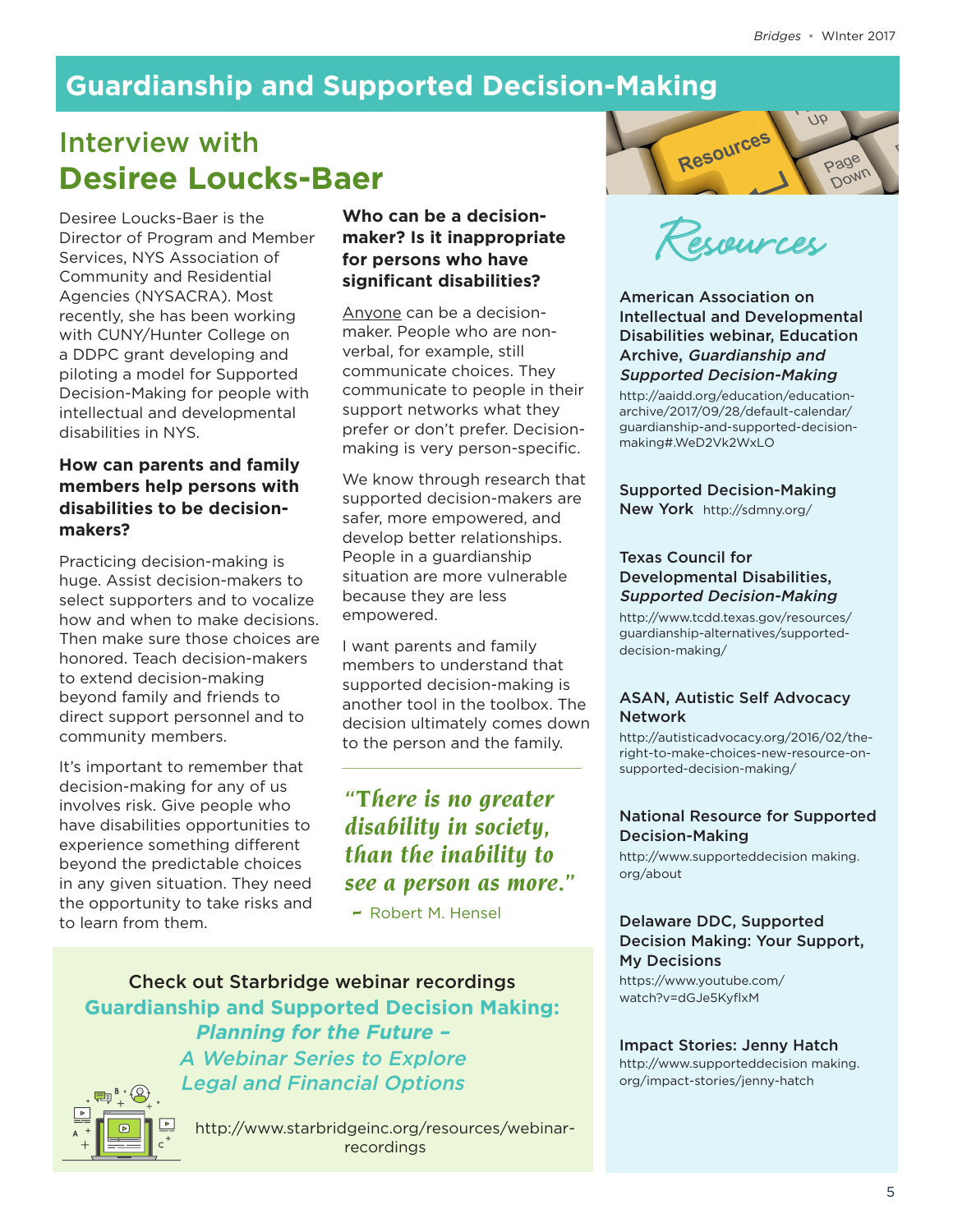# Guardianship and Supported Decision-Making

## Interview with **Desiree Loucks-Baer**

Desiree Loucks-Baer is the Director of Program and Member Services, NYS Association of Community and Residential Agencies (NYSACRA). Most recently, she has been working with CUNY/Hunter College on a DDPC grant developing and piloting a model for Supported Decision-Making for people with intellectual and developmental disabilities in NYS.

**How can parents and family members help persons with disabilities to be decision-makers?**

Practicing decision-making is huge. Assist decision-makers to select supporters and to vocalize how and when to make decisions. Then make sure those choices are honored. Teach decision-makers to extend decision-making beyond family and friends to direct support personnel and to community members.

It's important to remember that decision-making for any of us involves risk. Give people who have disabilities opportunities to experience something different beyond the predictable choices in any given situation. They need the opportunity to take risks and to learn from them.

**Who can be a decision-maker? Is it inappropriate for persons who have significant disabilities?**

Anyone can be a decision-maker. People who are non-verbal, for example, still communicate choices. They communicate to people in their support networks what they prefer or don't prefer. Decision-making is very person-specific.

We know through research that supported decision-makers are safer, more empowered, and develop better relationships. People in a guardianship situation are more vulnerable because they are less empowered.

I want parents and family members to understand that supported decision-making is another tool in the toolbox. The decision ultimately comes down to the person and the family.

> *"There is no greater disability in society, than the inability to see a person as more."*
>
> – Robert M. Hensel

Check out Starbridge webinar recordings

**Guardianship and Supported Decision Making:** ***Planning for the Future – A Webinar Series to Explore Legal and Financial Options***

http://www.starbridgeinc.org/resources/webinar-recordings

## Resources

**American Association on Intellectual and Developmental Disabilities webinar, Education Archive, *Guardianship and Supported Decision-Making***
http://aaidd.org/education/education-archive/2017/09/28/default-calendar/guardianship-and-supported-decision-making#.WeD2Vk2WxLO

**Supported Decision-Making New York** http://sdmny.org/

**Texas Council for Developmental Disabilities, *Supported Decision-Making***
http://www.tcdd.texas.gov/resources/guardianship-alternatives/supported-decision-making/

**ASAN, Autistic Self Advocacy Network**
http://autisticadvocacy.org/2016/02/the-right-to-make-choices-new-resource-on-supported-decision-making/

**National Resource for Supported Decision-Making**
http://www.supporteddecision making.org/about

**Delaware DDC, Supported Decision Making: Your Support, My Decisions**
https://www.youtube.com/watch?v=dGJe5KyflxM

**Impact Stories: Jenny Hatch**
http://www.supporteddecision making.org/impact-stories/jenny-hatch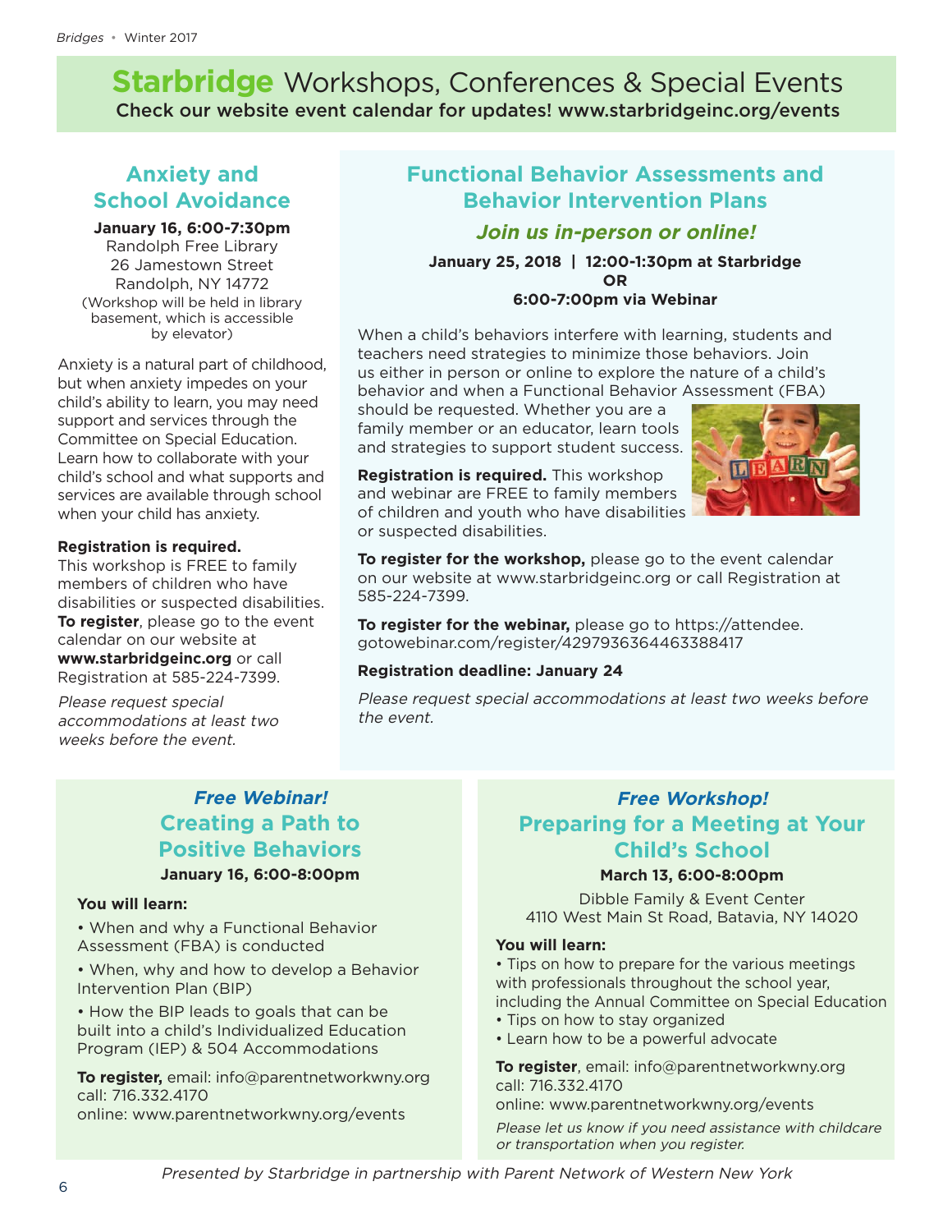# **Starbridge** Workshops, Conferences & Special Events

**Check our website event calendar for updates! www.starbridgeinc.org/events**

## Anxiety and School Avoidance

**January 16, 6:00-7:30pm**
Randolph Free Library
26 Jamestown Street
Randolph, NY 14772
(Workshop will be held in library basement, which is accessible by elevator)

Anxiety is a natural part of childhood, but when anxiety impedes on your child's ability to learn, you may need support and services through the Committee on Special Education. Learn how to collaborate with your child's school and what supports and services are available through school when your child has anxiety.

**Registration is required.**
This workshop is FREE to family members of children who have disabilities or suspected disabilities. **To register**, please go to the event calendar on our website at **www.starbridgeinc.org** or call Registration at 585-224-7399.

*Please request special accommodations at least two weeks before the event.*

## Functional Behavior Assessments and Behavior Intervention Plans

***Join us in-person or online!***

**January 25, 2018 | 12:00-1:30pm at Starbridge**
**OR**
**6:00-7:00pm via Webinar**

When a child's behaviors interfere with learning, students and teachers need strategies to minimize those behaviors. Join us either in person or online to explore the nature of a child's behavior and when a Functional Behavior Assessment (FBA) should be requested. Whether you are a family member or an educator, learn tools and strategies to support student success.

**Registration is required.** This workshop and webinar are FREE to family members of children and youth who have disabilities or suspected disabilities.

**To register for the workshop,** please go to the event calendar on our website at www.starbridgeinc.org or call Registration at 585-224-7399.

**To register for the webinar,** please go to https://attendee.gotowebinar.com/register/4297936364463388417

**Registration deadline: January 24**

*Please request special accommodations at least two weeks before the event.*

## *Free Webinar!* Creating a Path to Positive Behaviors

**January 16, 6:00-8:00pm**

**You will learn:**

- When and why a Functional Behavior Assessment (FBA) is conducted
- When, why and how to develop a Behavior Intervention Plan (BIP)
- How the BIP leads to goals that can be built into a child's Individualized Education Program (IEP) & 504 Accommodations

**To register,** email: info@parentnetworkwny.org
call: 716.332.4170
online: www.parentnetworkwny.org/events

## *Free Workshop!* Preparing for a Meeting at Your Child's School

**March 13, 6:00-8:00pm**

Dibble Family & Event Center
4110 West Main St Road, Batavia, NY 14020

**You will learn:**

- Tips on how to prepare for the various meetings with professionals throughout the school year, including the Annual Committee on Special Education
- Tips on how to stay organized
- Learn how to be a powerful advocate

**To register**, email: info@parentnetworkwny.org
call: 716.332.4170
online: www.parentnetworkwny.org/events

*Please let us know if you need assistance with childcare or transportation when you register.*

*Presented by Starbridge in partnership with Parent Network of Western New York*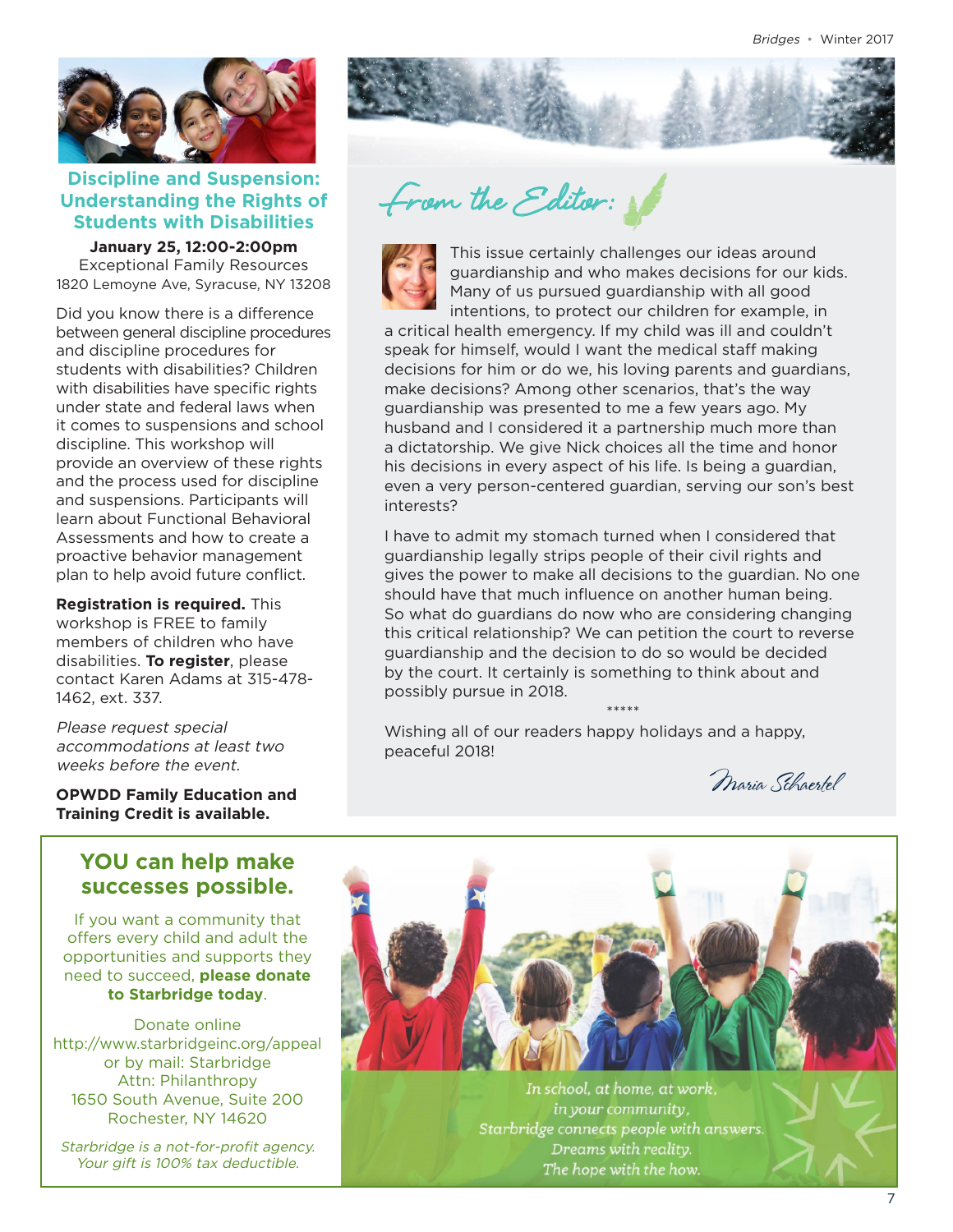## Discipline and Suspension: Understanding the Rights of Students with Disabilities

**January 25, 12:00-2:00pm**
Exceptional Family Resources
1820 Lemoyne Ave, Syracuse, NY 13208

Did you know there is a difference between general discipline procedures and discipline procedures for students with disabilities? Children with disabilities have specific rights under state and federal laws when it comes to suspensions and school discipline. This workshop will provide an overview of these rights and the process used for discipline and suspensions. Participants will learn about Functional Behavioral Assessments and how to create a proactive behavior management plan to help avoid future conflict.

**Registration is required.** This workshop is FREE to family members of children who have disabilities. **To register**, please contact Karen Adams at 315-478-1462, ext. 337.

*Please request special accommodations at least two weeks before the event.*

**OPWDD Family Education and Training Credit is available.**

## From the Editor:

This issue certainly challenges our ideas around guardianship and who makes decisions for our kids. Many of us pursued guardianship with all good intentions, to protect our children for example, in a critical health emergency. If my child was ill and couldn't speak for himself, would I want the medical staff making decisions for him or do we, his loving parents and guardians, make decisions? Among other scenarios, that's the way guardianship was presented to me a few years ago. My husband and I considered it a partnership much more than a dictatorship. We give Nick choices all the time and honor his decisions in every aspect of his life. Is being a guardian, even a very person-centered guardian, serving our son's best interests?

I have to admit my stomach turned when I considered that guardianship legally strips people of their civil rights and gives the power to make all decisions to the guardian. No one should have that much influence on another human being. So what do guardians do now who are considering changing this critical relationship? We can petition the court to reverse guardianship and the decision to do so would be decided by the court. It certainly is something to think about and possibly pursue in 2018.

\*\*\*\*\*

Wishing all of our readers happy holidays and a happy, peaceful 2018!

*Maria Schaertel*

## YOU can help make successes possible.

If you want a community that offers every child and adult the opportunities and supports they need to succeed, **please donate to Starbridge today**.

Donate online
http://www.starbridgeinc.org/appeal
or by mail: Starbridge
Attn: Philanthropy
1650 South Avenue, Suite 200
Rochester, NY 14620

*Starbridge is a not-for-profit agency. Your gift is 100% tax deductible.*

*In school, at home, at work, in your community, Starbridge connects people with answers. Dreams with reality. The hope with the how.*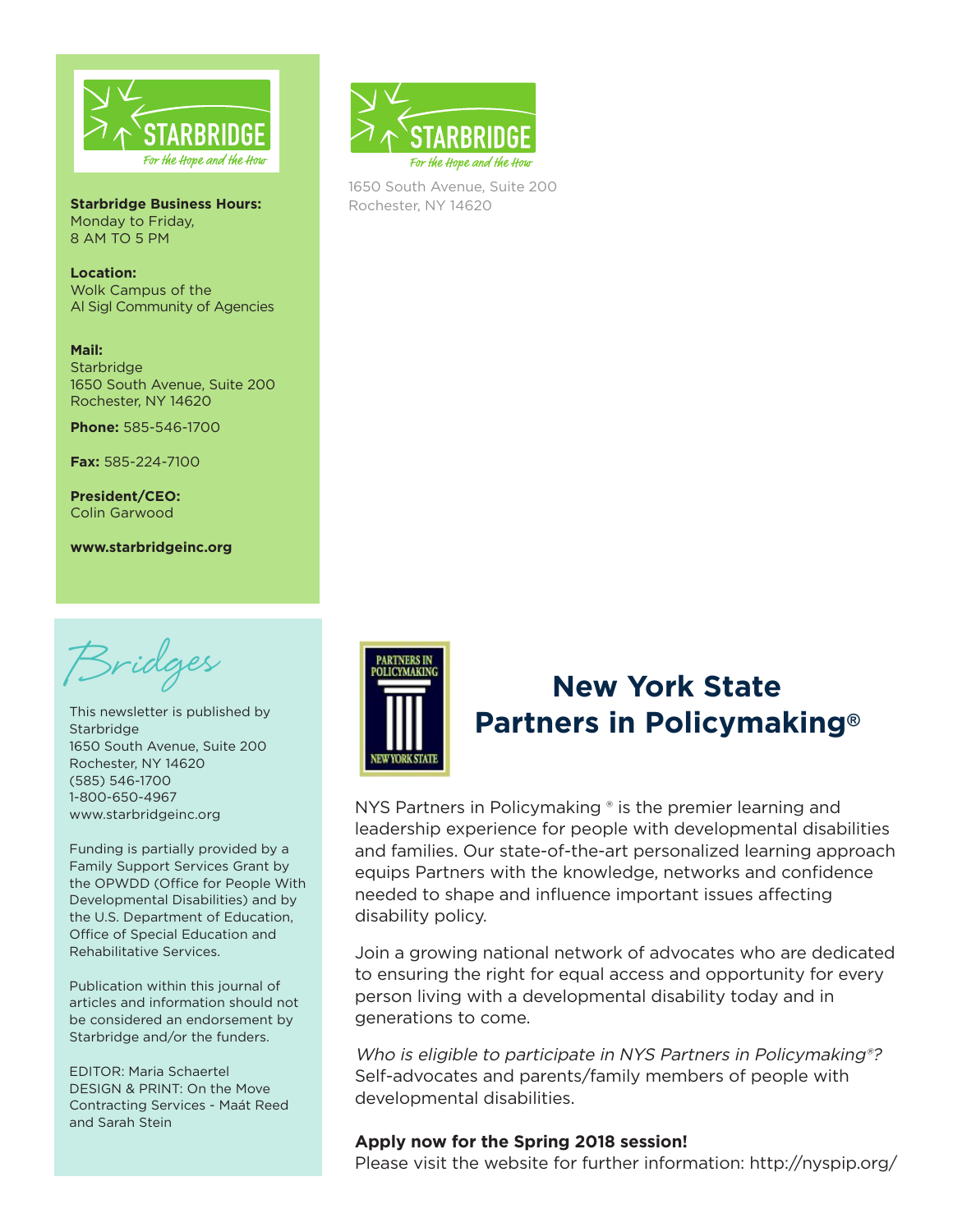STARBRIDGE
For the Hope and the How

**Starbridge Business Hours:**
Monday to Friday,
8 AM TO 5 PM

**Location:**
Wolk Campus of the
Al Sigl Community of Agencies

**Mail:**
Starbridge
1650 South Avenue, Suite 200
Rochester, NY 14620

**Phone:** 585-546-1700

**Fax:** 585-224-7100

**President/CEO:**
Colin Garwood

**www.starbridgeinc.org**

*Bridges*

This newsletter is published by Starbridge
1650 South Avenue, Suite 200
Rochester, NY 14620
(585) 546-1700
1-800-650-4967
www.starbridgeinc.org

Funding is partially provided by a Family Support Services Grant by the OPWDD (Office for People With Developmental Disabilities) and by the U.S. Department of Education, Office of Special Education and Rehabilitative Services.

Publication within this journal of articles and information should not be considered an endorsement by Starbridge and/or the funders.

EDITOR: Maria Schaertel
DESIGN & PRINT: On the Move Contracting Services - Maát Reed and Sarah Stein

STARBRIDGE
For the Hope and the How
1650 South Avenue, Suite 200
Rochester, NY 14620

PARTNERS IN POLICYMAKING
NEW YORK STATE

# New York State Partners in Policymaking®

NYS Partners in Policymaking ® is the premier learning and leadership experience for people with developmental disabilities and families. Our state-of-the-art personalized learning approach equips Partners with the knowledge, networks and confidence needed to shape and influence important issues affecting disability policy.

Join a growing national network of advocates who are dedicated to ensuring the right for equal access and opportunity for every person living with a developmental disability today and in generations to come.

*Who is eligible to participate in NYS Partners in Policymaking®?*
Self-advocates and parents/family members of people with developmental disabilities.

**Apply now for the Spring 2018 session!**
Please visit the website for further information: http://nyspip.org/